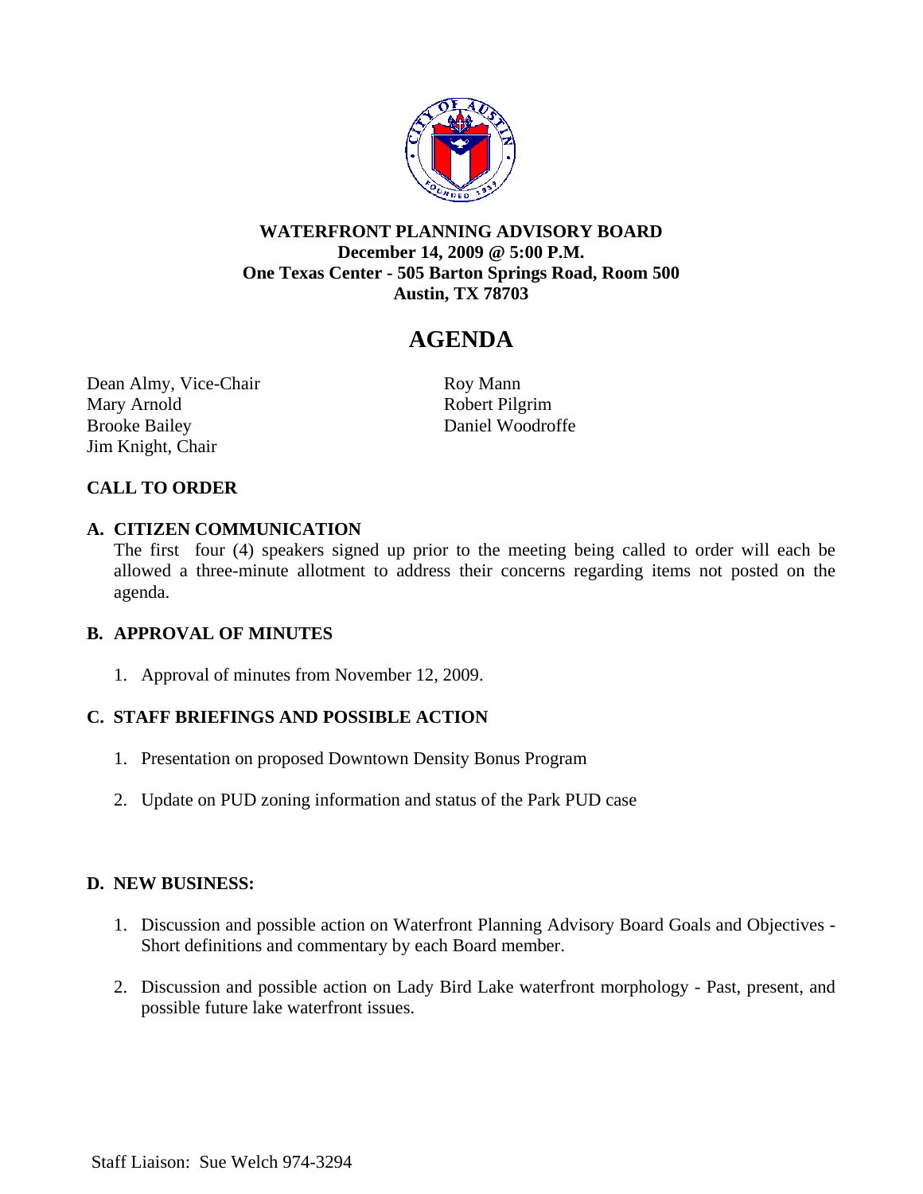**WATERFRONT PLANNING ADVISORY BOARD**
**December 14, 2009 @ 5:00 P.M.**
**One Texas Center - 505 Barton Springs Road, Room 500**
**Austin, TX 78703**

# AGENDA

Dean Almy, Vice-Chair
Mary Arnold
Brooke Bailey
Jim Knight, Chair
Roy Mann
Robert Pilgrim
Daniel Woodroffe

**CALL TO ORDER**

**A. CITIZEN COMMUNICATION**

The first four (4) speakers signed up prior to the meeting being called to order will each be allowed a three-minute allotment to address their concerns regarding items not posted on the agenda.

**B. APPROVAL OF MINUTES**

1. Approval of minutes from November 12, 2009.

**C. STAFF BRIEFINGS AND POSSIBLE ACTION**

1. Presentation on proposed Downtown Density Bonus Program
2. Update on PUD zoning information and status of the Park PUD case

**D. NEW BUSINESS:**

1. Discussion and possible action on Waterfront Planning Advisory Board Goals and Objectives - Short definitions and commentary by each Board member.
2. Discussion and possible action on Lady Bird Lake waterfront morphology - Past, present, and possible future lake waterfront issues.

Staff Liaison: Sue Welch 974-3294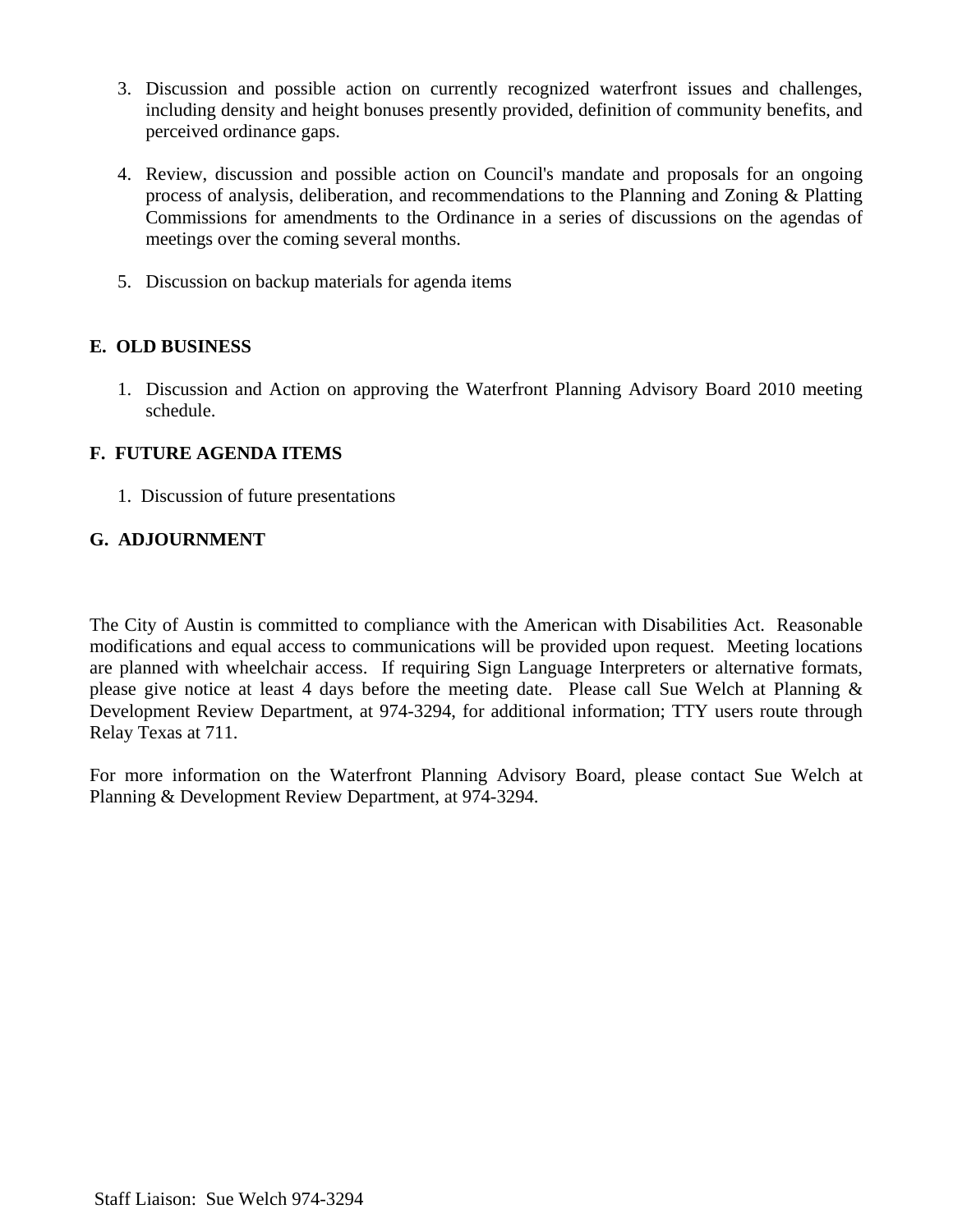3. Discussion and possible action on currently recognized waterfront issues and challenges, including density and height bonuses presently provided, definition of community benefits, and perceived ordinance gaps.

4. Review, discussion and possible action on Council's mandate and proposals for an ongoing process of analysis, deliberation, and recommendations to the Planning and Zoning & Platting Commissions for amendments to the Ordinance in a series of discussions on the agendas of meetings over the coming several months.

5. Discussion on backup materials for agenda items

## E. OLD BUSINESS

1. Discussion and Action on approving the Waterfront Planning Advisory Board 2010 meeting schedule.

## F. FUTURE AGENDA ITEMS

1. Discussion of future presentations

## G. ADJOURNMENT

The City of Austin is committed to compliance with the American with Disabilities Act. Reasonable modifications and equal access to communications will be provided upon request. Meeting locations are planned with wheelchair access. If requiring Sign Language Interpreters or alternative formats, please give notice at least 4 days before the meeting date. Please call Sue Welch at Planning & Development Review Department, at 974-3294, for additional information; TTY users route through Relay Texas at 711.

For more information on the Waterfront Planning Advisory Board, please contact Sue Welch at Planning & Development Review Department, at 974-3294.

Staff Liaison: Sue Welch 974-3294